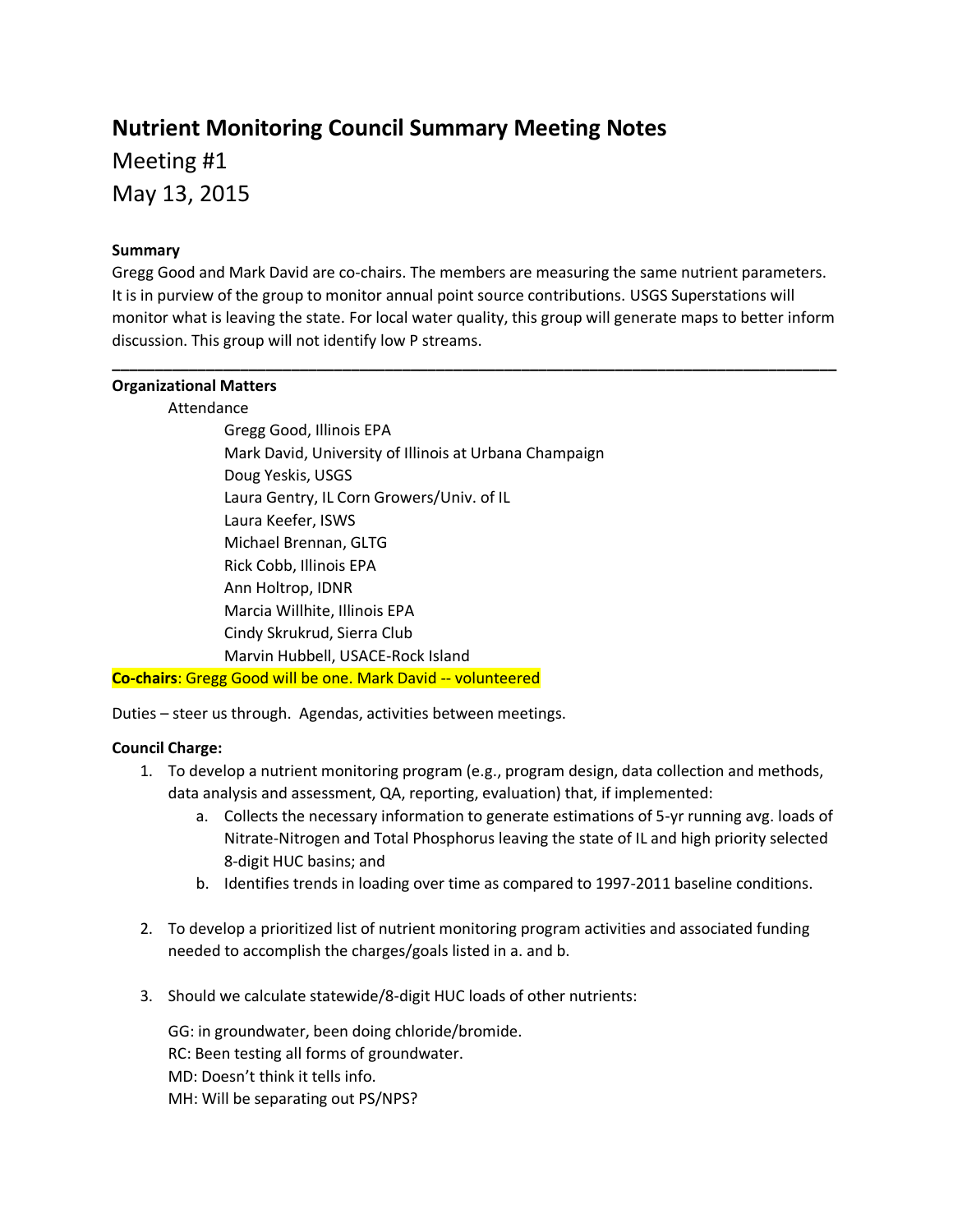# Nutrient Monitoring Council Summary Meeting Notes

Meeting #1

May 13, 2015

**Summary**

Gregg Good and Mark David are co-chairs. The members are measuring the same nutrient parameters. It is in purview of the group to monitor annual point source contributions. USGS Superstations will monitor what is leaving the state. For local water quality, this group will generate maps to better inform discussion. This group will not identify low P streams.

---

**Organizational Matters**

Attendance

- Gregg Good, Illinois EPA
- Mark David, University of Illinois at Urbana Champaign
- Doug Yeskis, USGS
- Laura Gentry, IL Corn Growers/Univ. of IL
- Laura Keefer, ISWS
- Michael Brennan, GLTG
- Rick Cobb, Illinois EPA
- Ann Holtrop, IDNR
- Marcia Willhite, Illinois EPA
- Cindy Skrukrud, Sierra Club
- Marvin Hubbell, USACE-Rock Island

**Co-chairs**: Gregg Good will be one. Mark David -- volunteered

Duties – steer us through. Agendas, activities between meetings.

**Council Charge:**

1. To develop a nutrient monitoring program (e.g., program design, data collection and methods, data analysis and assessment, QA, reporting, evaluation) that, if implemented:
   a. Collects the necessary information to generate estimations of 5-yr running avg. loads of Nitrate-Nitrogen and Total Phosphorus leaving the state of IL and high priority selected 8-digit HUC basins; and
   b. Identifies trends in loading over time as compared to 1997-2011 baseline conditions.

2. To develop a prioritized list of nutrient monitoring program activities and associated funding needed to accomplish the charges/goals listed in a. and b.

3. Should we calculate statewide/8-digit HUC loads of other nutrients:

   GG: in groundwater, been doing chloride/bromide.
   RC: Been testing all forms of groundwater.
   MD: Doesn't think it tells info.
   MH: Will be separating out PS/NPS?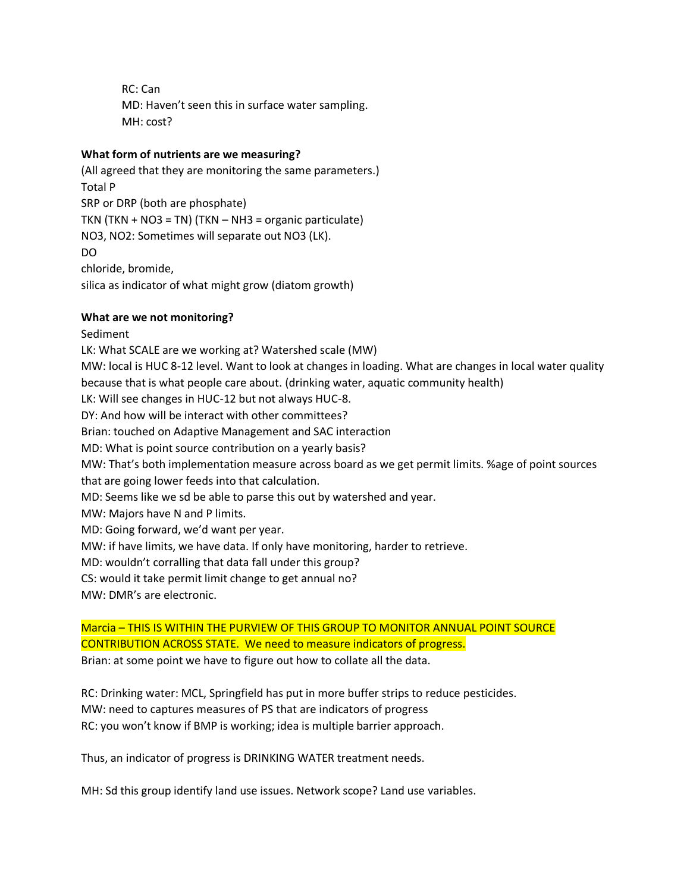RC: Can
MD: Haven't seen this in surface water sampling.
MH: cost?

**What form of nutrients are we measuring?**

(All agreed that they are monitoring the same parameters.)
Total P
SRP or DRP (both are phosphate)
TKN (TKN + $NO_3$ = TN) (TKN – $NH_3$ = organic particulate)
$NO_3$, $NO_2$: Sometimes will separate out $NO_3$ (LK).
DO
chloride, bromide,
silica as indicator of what might grow (diatom growth)

**What are we not monitoring?**

Sediment
LK: What SCALE are we working at? Watershed scale (MW)
MW: local is HUC 8-12 level. Want to look at changes in loading. What are changes in local water quality because that is what people care about. (drinking water, aquatic community health)
LK: Will see changes in HUC-12 but not always HUC-8.
DY: And how will be interact with other committees?
Brian: touched on Adaptive Management and SAC interaction
MD: What is point source contribution on a yearly basis?
MW: That's both implementation measure across board as we get permit limits. %age of point sources that are going lower feeds into that calculation.
MD: Seems like we sd be able to parse this out by watershed and year.
MW: Majors have N and P limits.
MD: Going forward, we'd want per year.
MW: if have limits, we have data. If only have monitoring, harder to retrieve.
MD: wouldn't corralling that data fall under this group?
CS: would it take permit limit change to get annual no?
MW: DMR's are electronic.

Marcia – THIS IS WITHIN THE PURVIEW OF THIS GROUP TO MONITOR ANNUAL POINT SOURCE CONTRIBUTION ACROSS STATE. We need to measure indicators of progress.
Brian: at some point we have to figure out how to collate all the data.

RC: Drinking water: MCL, Springfield has put in more buffer strips to reduce pesticides.
MW: need to captures measures of PS that are indicators of progress
RC: you won't know if BMP is working; idea is multiple barrier approach.

Thus, an indicator of progress is DRINKING WATER treatment needs.

MH: Sd this group identify land use issues. Network scope? Land use variables.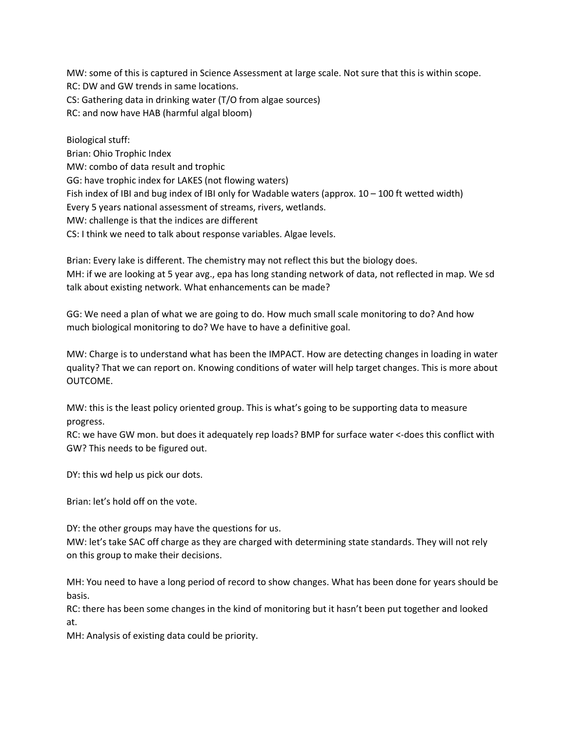MW: some of this is captured in Science Assessment at large scale. Not sure that this is within scope.
RC: DW and GW trends in same locations.
CS: Gathering data in drinking water (T/O from algae sources)
RC: and now have HAB (harmful algal bloom)

Biological stuff:
Brian: Ohio Trophic Index
MW: combo of data result and trophic
GG: have trophic index for LAKES (not flowing waters)
Fish index of IBI and bug index of IBI only for Wadable waters (approx. 10 – 100 ft wetted width)
Every 5 years national assessment of streams, rivers, wetlands.
MW: challenge is that the indices are different
CS: I think we need to talk about response variables. Algae levels.

Brian: Every lake is different. The chemistry may not reflect this but the biology does.
MH: if we are looking at 5 year avg., epa has long standing network of data, not reflected in map. We sd talk about existing network. What enhancements can be made?

GG: We need a plan of what we are going to do. How much small scale monitoring to do? And how much biological monitoring to do? We have to have a definitive goal.

MW: Charge is to understand what has been the IMPACT. How are detecting changes in loading in water quality? That we can report on. Knowing conditions of water will help target changes. This is more about OUTCOME.

MW: this is the least policy oriented group. This is what's going to be supporting data to measure progress.
RC: we have GW mon. but does it adequately rep loads? BMP for surface water <-does this conflict with GW? This needs to be figured out.

DY: this wd help us pick our dots.

Brian: let's hold off on the vote.

DY: the other groups may have the questions for us.
MW: let's take SAC off charge as they are charged with determining state standards. They will not rely on this group to make their decisions.

MH: You need to have a long period of record to show changes. What has been done for years should be basis.
RC: there has been some changes in the kind of monitoring but it hasn't been put together and looked at.
MH: Analysis of existing data could be priority.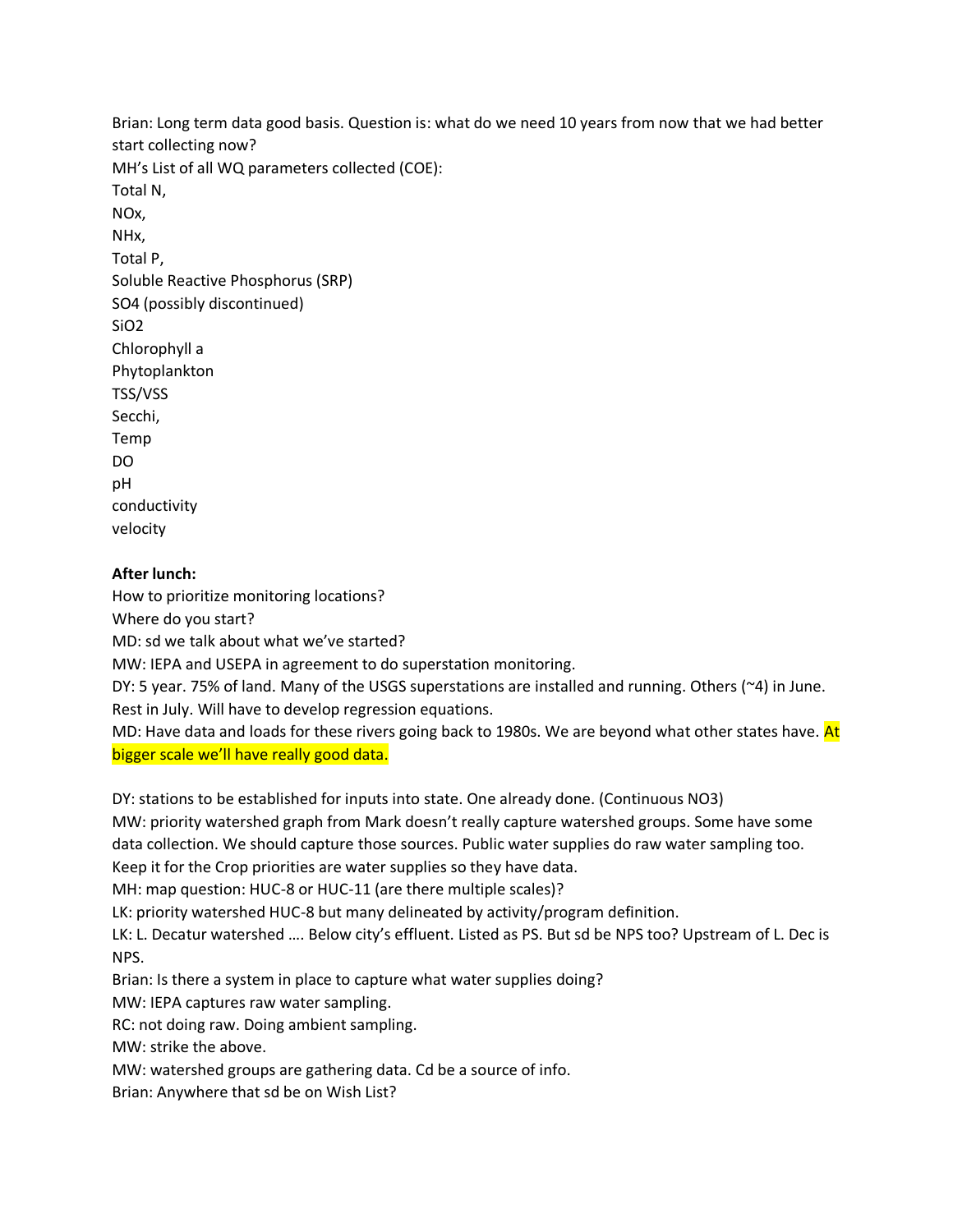Brian: Long term data good basis. Question is: what do we need 10 years from now that we had better start collecting now?

MH's List of all WQ parameters collected (COE):

Total N,
NOx,
NHx,
Total P,
Soluble Reactive Phosphorus (SRP)
SO4 (possibly discontinued)
SiO2
Chlorophyll a
Phytoplankton
TSS/VSS
Secchi,
Temp
DO
pH
conductivity
velocity

**After lunch:**

How to prioritize monitoring locations?
Where do you start?
MD: sd we talk about what we've started?
MW: IEPA and USEPA in agreement to do superstation monitoring.
DY: 5 year. 75% of land. Many of the USGS superstations are installed and running. Others (~4) in June. Rest in July. Will have to develop regression equations.
MD: Have data and loads for these rivers going back to 1980s. We are beyond what other states have. At bigger scale we'll have really good data.

DY: stations to be established for inputs into state. One already done. (Continuous NO3)
MW: priority watershed graph from Mark doesn't really capture watershed groups. Some have some data collection. We should capture those sources. Public water supplies do raw water sampling too. Keep it for the Crop priorities are water supplies so they have data.
MH: map question: HUC-8 or HUC-11 (are there multiple scales)?
LK: priority watershed HUC-8 but many delineated by activity/program definition.
LK: L. Decatur watershed …. Below city's effluent. Listed as PS. But sd be NPS too? Upstream of L. Dec is NPS.
Brian: Is there a system in place to capture what water supplies doing?
MW: IEPA captures raw water sampling.
RC: not doing raw. Doing ambient sampling.
MW: strike the above.
MW: watershed groups are gathering data. Cd be a source of info.
Brian: Anywhere that sd be on Wish List?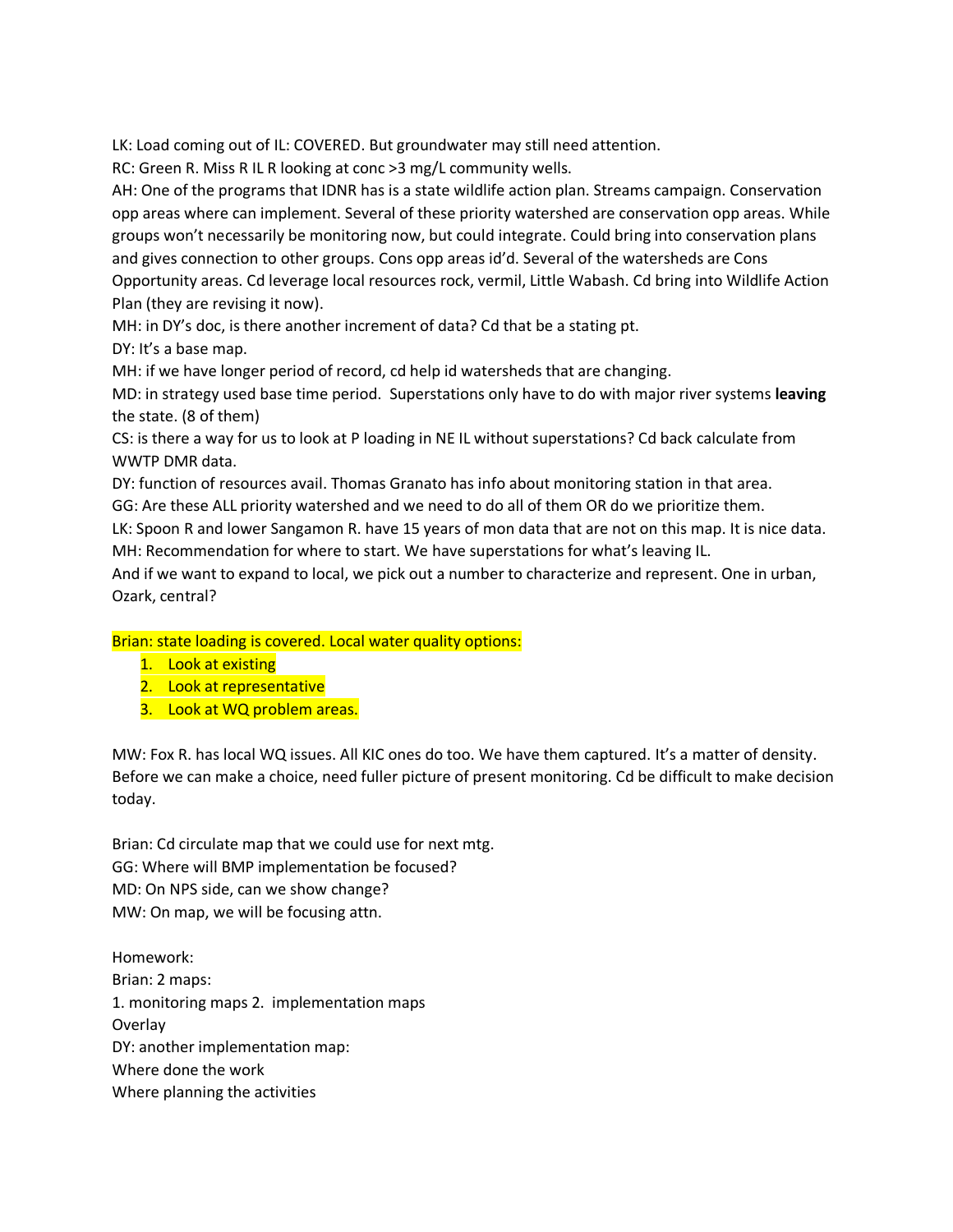LK: Load coming out of IL: COVERED. But groundwater may still need attention.

RC: Green R. Miss R IL R looking at conc >3 mg/L community wells.

AH: One of the programs that IDNR has is a state wildlife action plan. Streams campaign. Conservation opp areas where can implement. Several of these priority watershed are conservation opp areas. While groups won't necessarily be monitoring now, but could integrate. Could bring into conservation plans and gives connection to other groups. Cons opp areas id'd. Several of the watersheds are Cons Opportunity areas. Cd leverage local resources rock, vermil, Little Wabash. Cd bring into Wildlife Action Plan (they are revising it now).

MH: in DY's doc, is there another increment of data? Cd that be a stating pt.

DY: It's a base map.

MH: if we have longer period of record, cd help id watersheds that are changing.

MD: in strategy used base time period. Superstations only have to do with major river systems **leaving** the state. (8 of them)

CS: is there a way for us to look at P loading in NE IL without superstations? Cd back calculate from WWTP DMR data.

DY: function of resources avail. Thomas Granato has info about monitoring station in that area.

GG: Are these ALL priority watershed and we need to do all of them OR do we prioritize them.

LK: Spoon R and lower Sangamon R. have 15 years of mon data that are not on this map. It is nice data.

MH: Recommendation for where to start. We have superstations for what's leaving IL.
And if we want to expand to local, we pick out a number to characterize and represent. One in urban, Ozark, central?

Brian: state loading is covered. Local water quality options:

1. Look at existing
2. Look at representative
3. Look at WQ problem areas.

MW: Fox R. has local WQ issues. All KIC ones do too. We have them captured. It's a matter of density. Before we can make a choice, need fuller picture of present monitoring. Cd be difficult to make decision today.

Brian: Cd circulate map that we could use for next mtg.

GG: Where will BMP implementation be focused?

MD: On NPS side, can we show change?

MW: On map, we will be focusing attn.

Homework:

Brian: 2 maps:

1. monitoring maps 2. implementation maps

Overlay

DY: another implementation map:

Where done the work

Where planning the activities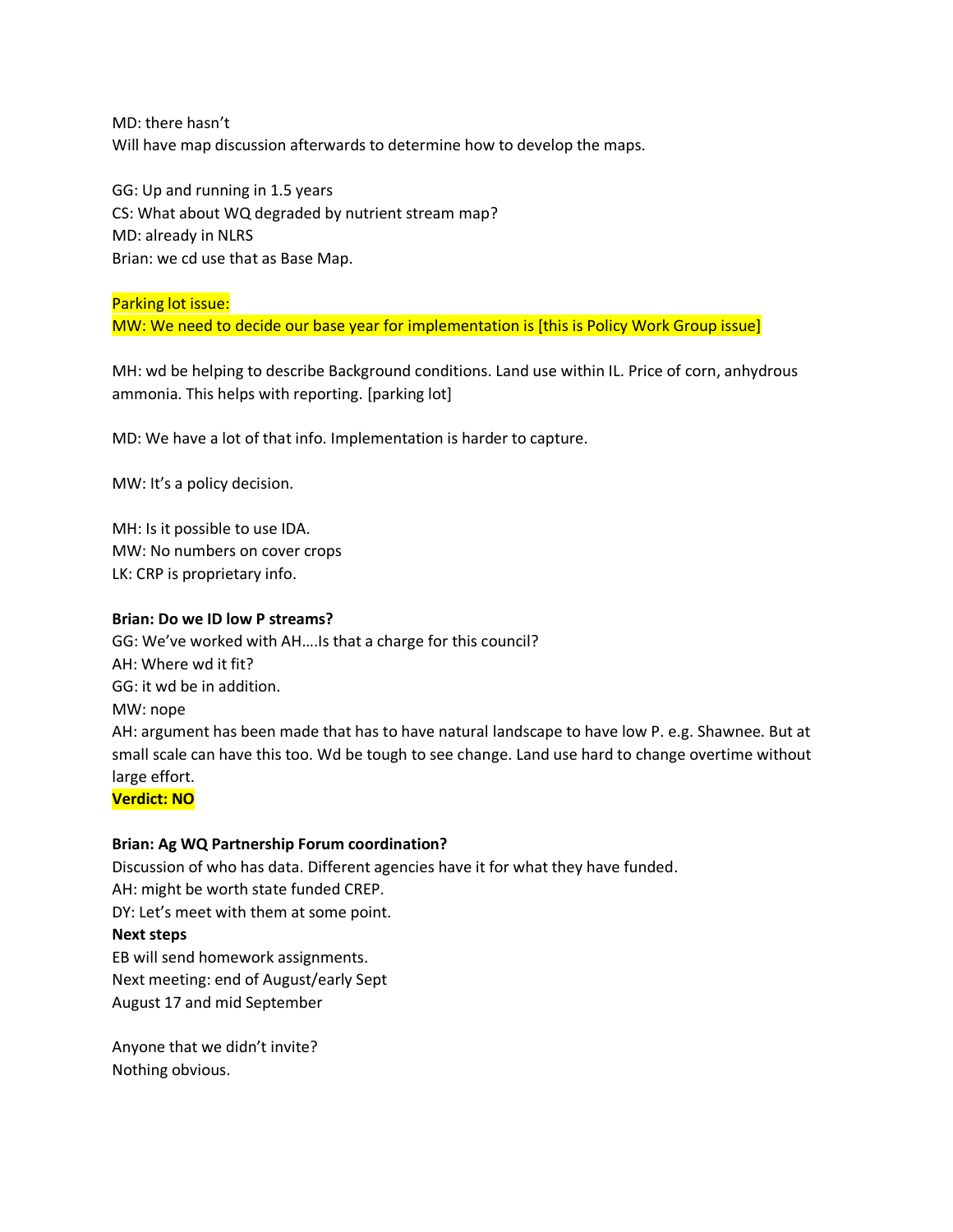MD: there hasn't
Will have map discussion afterwards to determine how to develop the maps.

GG: Up and running in 1.5 years
CS: What about WQ degraded by nutrient stream map?
MD: already in NLRS
Brian: we cd use that as Base Map.

Parking lot issue:
MW: We need to decide our base year for implementation is [this is Policy Work Group issue]

MH: wd be helping to describe Background conditions. Land use within IL. Price of corn, anhydrous ammonia. This helps with reporting. [parking lot]

MD: We have a lot of that info. Implementation is harder to capture.

MW: It's a policy decision.

MH: Is it possible to use IDA.
MW: No numbers on cover crops
LK: CRP is proprietary info.

**Brian: Do we ID low P streams?**
GG: We've worked with AH….Is that a charge for this council?
AH: Where wd it fit?
GG: it wd be in addition.
MW: nope
AH: argument has been made that has to have natural landscape to have low P. e.g. Shawnee. But at small scale can have this too. Wd be tough to see change. Land use hard to change overtime without large effort.
**Verdict: NO**

**Brian: Ag WQ Partnership Forum coordination?**
Discussion of who has data. Different agencies have it for what they have funded.
AH: might be worth state funded CREP.
DY: Let's meet with them at some point.
**Next steps**
EB will send homework assignments.
Next meeting: end of August/early Sept
August 17 and mid September

Anyone that we didn't invite?
Nothing obvious.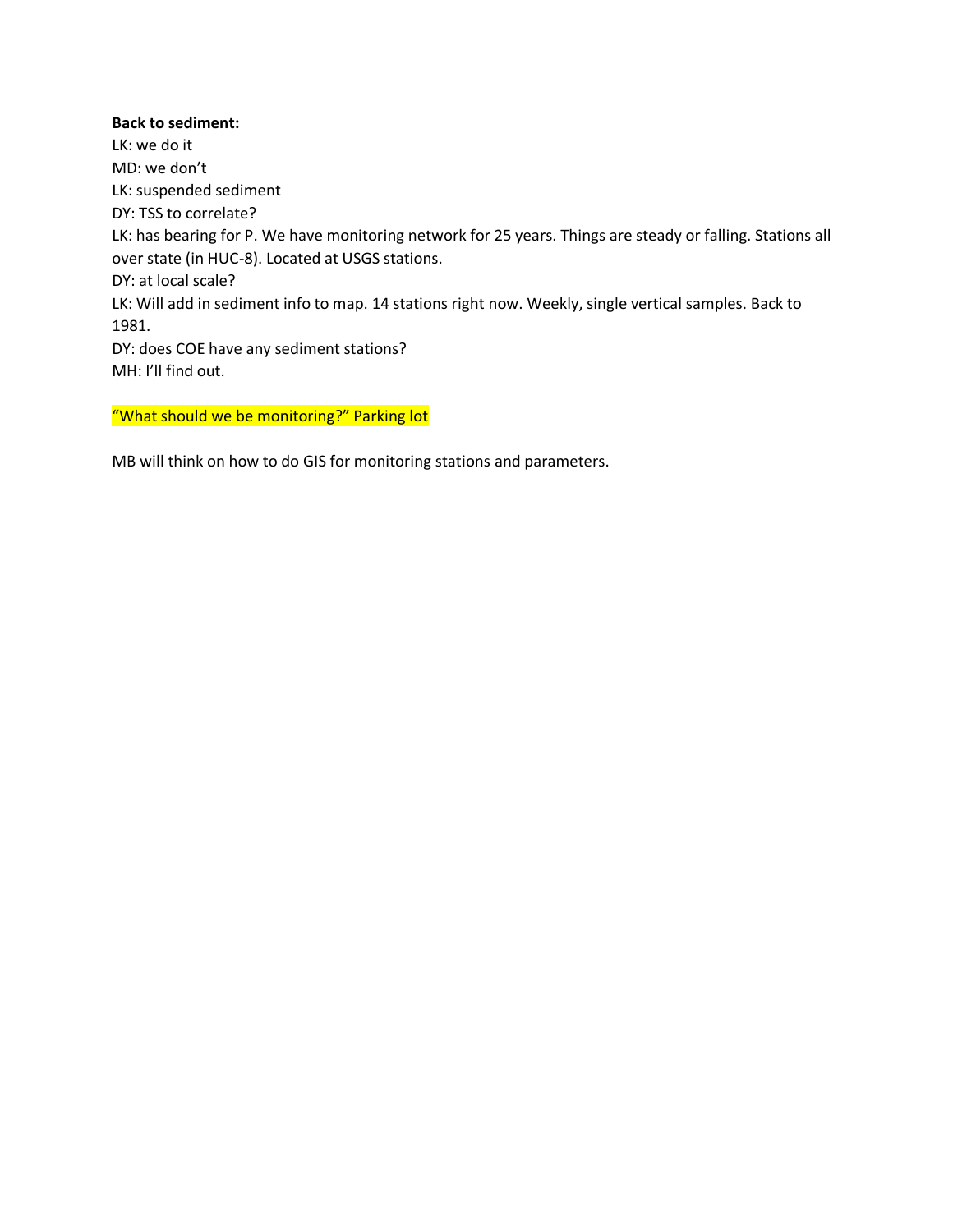**Back to sediment:**

LK: we do it

MD: we don't

LK: suspended sediment

DY: TSS to correlate?

LK: has bearing for P. We have monitoring network for 25 years. Things are steady or falling. Stations all over state (in HUC-8). Located at USGS stations.

DY: at local scale?

LK: Will add in sediment info to map. 14 stations right now. Weekly, single vertical samples. Back to 1981.

DY: does COE have any sediment stations?

MH: I'll find out.

"What should we be monitoring?" Parking lot

MB will think on how to do GIS for monitoring stations and parameters.